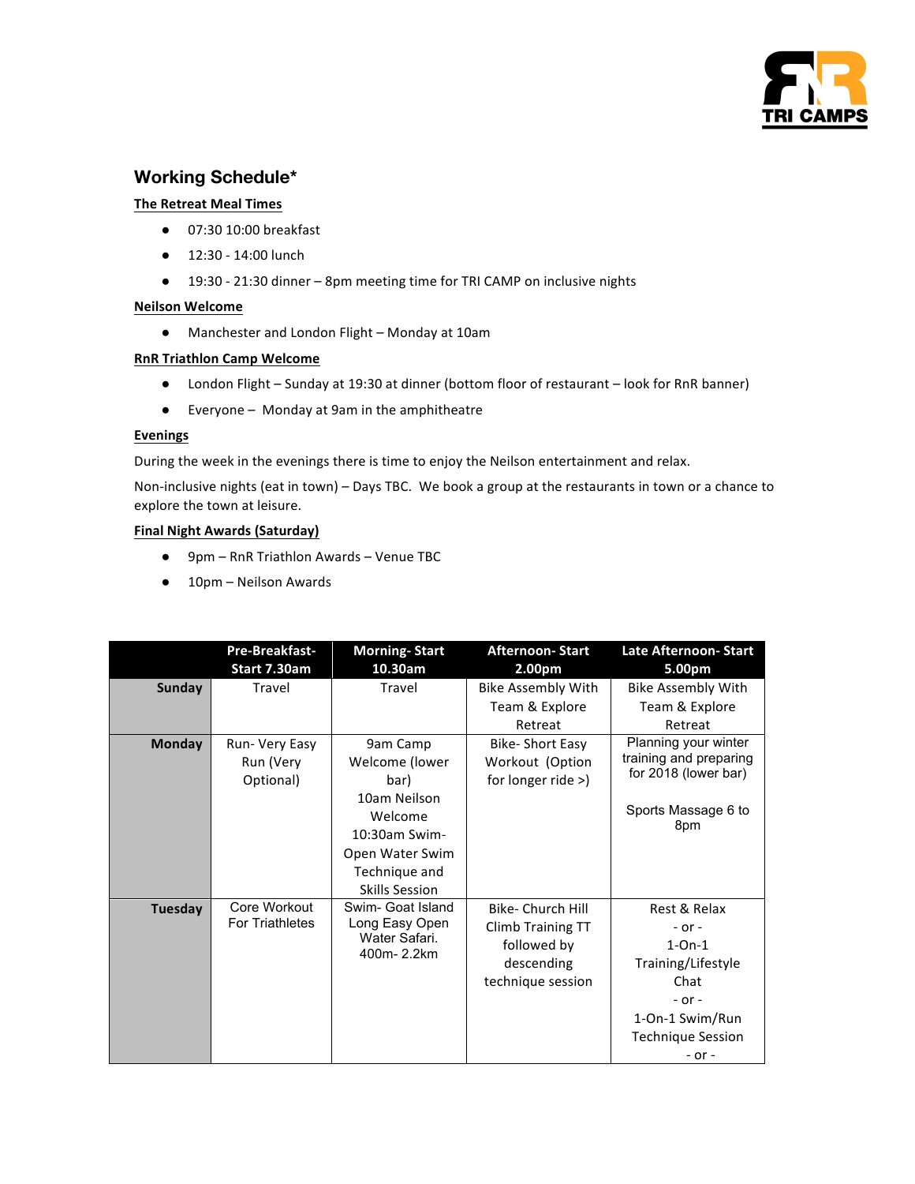## Working Schedule*

**The Retreat Meal Times**

- 07:30 10:00 breakfast
- 12:30 - 14:00 lunch
- 19:30 - 21:30 dinner – 8pm meeting time for TRI CAMP on inclusive nights

**Neilson Welcome**

- Manchester and London Flight – Monday at 10am

**RnR Triathlon Camp Welcome**

- London Flight – Sunday at 19:30 at dinner (bottom floor of restaurant – look for RnR banner)
- Everyone – Monday at 9am in the amphitheatre

**Evenings**

During the week in the evenings there is time to enjoy the Neilson entertainment and relax.

Non-inclusive nights (eat in town) – Days TBC. We book a group at the restaurants in town or a chance to explore the town at leisure.

**Final Night Awards (Saturday)**

- 9pm – RnR Triathlon Awards – Venue TBC
- 10pm – Neilson Awards

| | Pre-Breakfast- Start 7.30am | Morning- Start 10.30am | Afternoon- Start 2.00pm | Late Afternoon- Start 5.00pm |
|---|---|---|---|---|
| **Sunday** | Travel | Travel | Bike Assembly With Team & Explore Retreat | Bike Assembly With Team & Explore Retreat |
| **Monday** | Run- Very Easy Run (Very Optional) | 9am Camp Welcome (lower bar) 10am Neilson Welcome 10:30am Swim- Open Water Swim Technique and Skills Session | Bike- Short Easy Workout (Option for longer ride >) | Planning your winter training and preparing for 2018 (lower bar) Sports Massage 6 to 8pm |
| **Tuesday** | Core Workout For Triathletes | Swim- Goat Island Long Easy Open Water Safari. 400m- 2.2km | Bike- Church Hill Climb Training TT followed by descending technique session | Rest & Relax - or - 1-On-1 Training/Lifestyle Chat - or - 1-On-1 Swim/Run Technique Session - or - |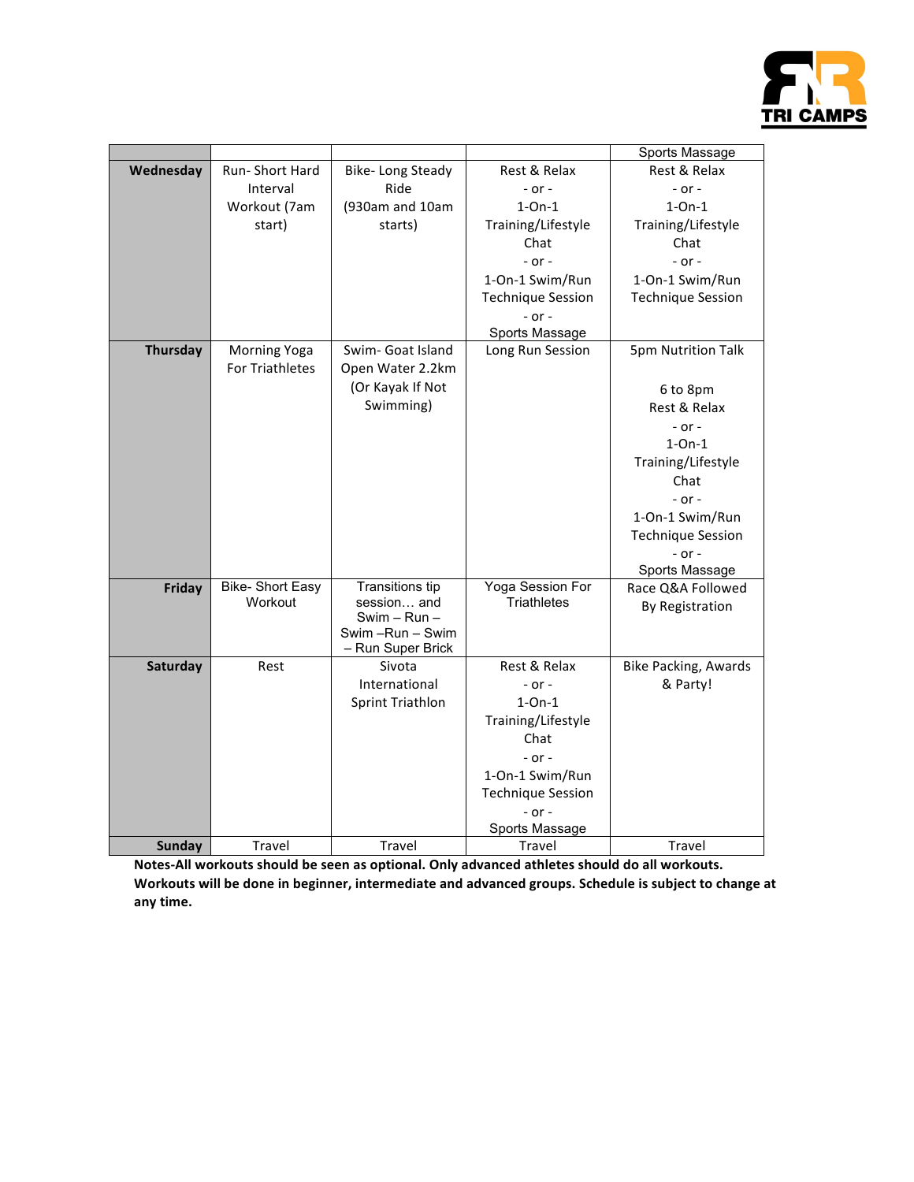| | | | | |
|---|---|---|---|---|
| | | | | Sports Massage |
| **Wednesday** | Run- Short Hard Interval Workout (7am start) | Bike- Long Steady Ride (930am and 10am starts) | Rest & Relax - or - 1-On-1 Training/Lifestyle Chat - or - 1-On-1 Swim/Run Technique Session - or - Sports Massage | Rest & Relax - or - 1-On-1 Training/Lifestyle Chat - or - 1-On-1 Swim/Run Technique Session |
| **Thursday** | Morning Yoga For Triathletes | Swim- Goat Island Open Water 2.2km (Or Kayak If Not Swimming) | Long Run Session | 5pm Nutrition Talk<br><br>6 to 8pm Rest & Relax - or - 1-On-1 Training/Lifestyle Chat - or - 1-On-1 Swim/Run Technique Session - or - Sports Massage |
| **Friday** | Bike- Short Easy Workout | Transitions tip session… and Swim – Run – Swim –Run – Swim – Run Super Brick | Yoga Session For Triathletes | Race Q&A Followed By Registration |
| **Saturday** | Rest | Sivota International Sprint Triathlon | Rest & Relax - or - 1-On-1 Training/Lifestyle Chat - or - 1-On-1 Swim/Run Technique Session - or - Sports Massage | Bike Packing, Awards & Party! |
| **Sunday** | Travel | Travel | Travel | Travel |

**Notes-All workouts should be seen as optional. Only advanced athletes should do all workouts. Workouts will be done in beginner, intermediate and advanced groups. Schedule is subject to change at any time.**